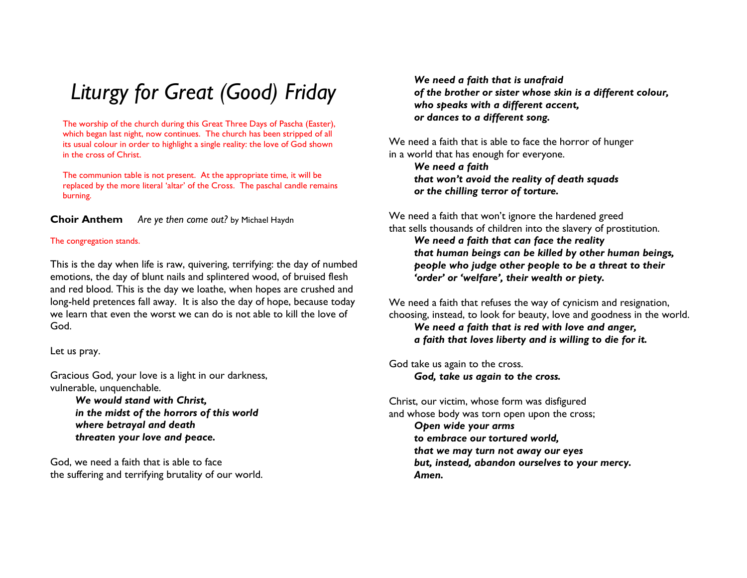# *Liturgy for Great (Good) Friday*

The worship of the church during this Great Three Days of Pascha (Easter), which began last night, now continues. The church has been stripped of all its usual colour in order to highlight a single reality: the love of God shown in the cross of Christ.

The communion table is not present. At the appropriate time, it will be replaced by the more literal 'altar' of the Cross. The paschal candle remains burning.

**Choir Anthem** *Are ye then come out?* by Michael Haydn

The congregation stands.

This is the day when life is raw, quivering, terrifying: the day of numbed emotions, the day of blunt nails and splintered wood, of bruised flesh and red blood. This is the day we loathe, when hopes are crushed and long-held pretences fall away. It is also the day of hope, because today we learn that even the worst we can do is not able to kill the love of God.

Let us pray.

Gracious God, your love is a light in our darkness,
vulnerable, unquenchable.

> ***We would stand with Christ,***
> ***in the midst of the horrors of this world***
> ***where betrayal and death***
> ***threaten your love and peace.***

God, we need a faith that is able to face
the suffering and terrifying brutality of our world.

> ***We need a faith that is unafraid***
> ***of the brother or sister whose skin is a different colour,***
> ***who speaks with a different accent,***
> ***or dances to a different song.***

We need a faith that is able to face the horror of hunger
in a world that has enough for everyone.

> ***We need a faith***
> ***that won't avoid the reality of death squads***
> ***or the chilling terror of torture.***

We need a faith that won't ignore the hardened greed
that sells thousands of children into the slavery of prostitution.

> ***We need a faith that can face the reality***
> ***that human beings can be killed by other human beings,***
> ***people who judge other people to be a threat to their***
> ***'order' or 'welfare', their wealth or piety.***

We need a faith that refuses the way of cynicism and resignation,
choosing, instead, to look for beauty, love and goodness in the world.

> ***We need a faith that is red with love and anger,***
> ***a faith that loves liberty and is willing to die for it.***

God take us again to the cross.

> ***God, take us again to the cross.***

Christ, our victim, whose form was disfigured
and whose body was torn open upon the cross;

> ***Open wide your arms***
> ***to embrace our tortured world,***
> ***that we may turn not away our eyes***
> ***but, instead, abandon ourselves to your mercy.***
> ***Amen.***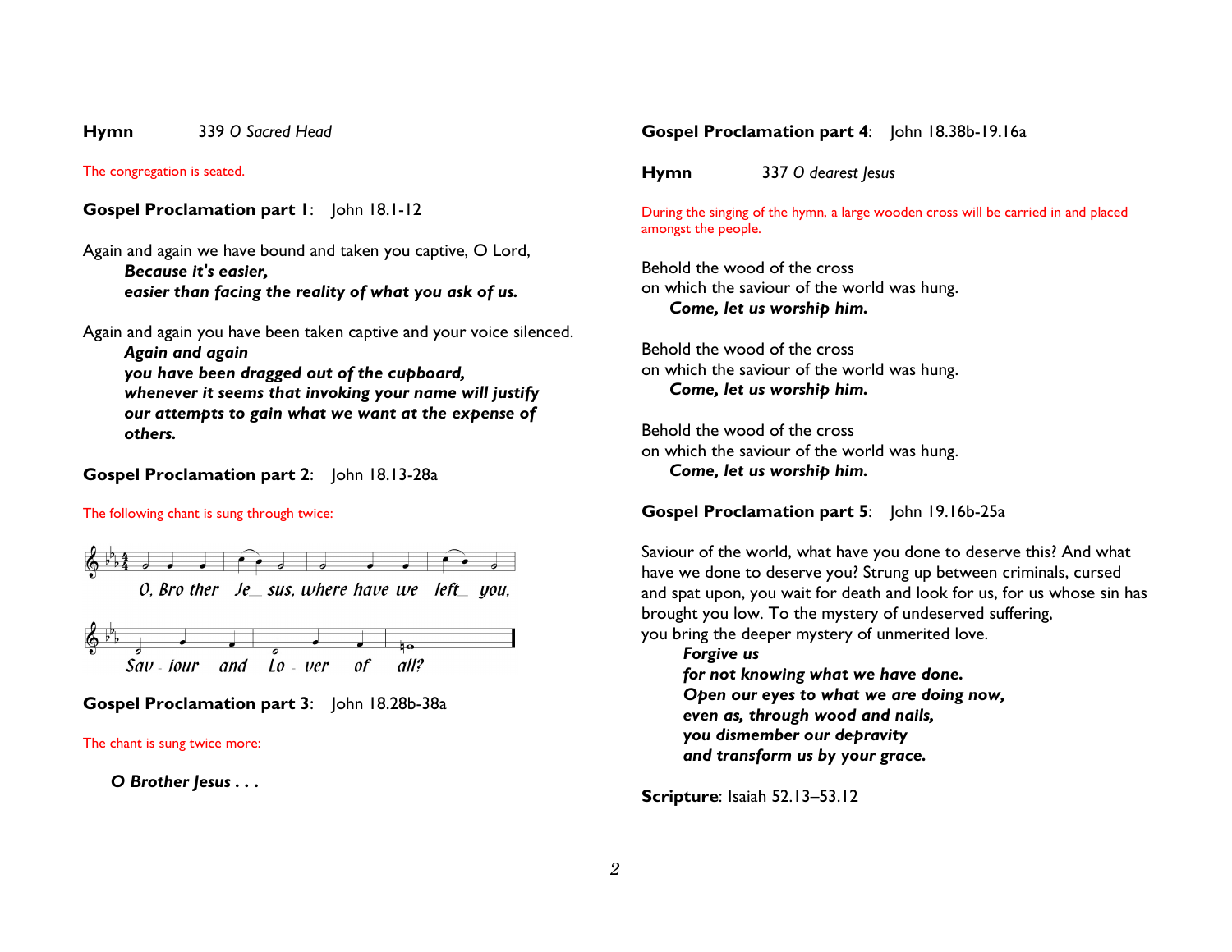**Hymn** 339 *O Sacred Head*

The congregation is seated.

**Gospel Proclamation part 1**: John 18.1-12

Again and again we have bound and taken you captive, O Lord,

> ***Because it's easier,***
> ***easier than facing the reality of what you ask of us.***

Again and again you have been taken captive and your voice silenced.

> ***Again and again***
> ***you have been dragged out of the cupboard,***
> ***whenever it seems that invoking your name will justify our attempts to gain what we want at the expense of others.***

**Gospel Proclamation part 2**: John 18.13-28a

The following chant is sung through twice:

*O, Bro-ther Je- sus, where have we left you,*
*Sav - iour and Lo - ver of all?*

**Gospel Proclamation part 3**: John 18.28b-38a

The chant is sung twice more:

> ***O Brother Jesus . . .***

**Gospel Proclamation part 4**: John 18.38b-19.16a

**Hymn** 337 *O dearest Jesus*

During the singing of the hymn, a large wooden cross will be carried in and placed amongst the people.

Behold the wood of the cross
on which the saviour of the world was hung.

> ***Come, let us worship him.***

Behold the wood of the cross
on which the saviour of the world was hung.

> ***Come, let us worship him.***

Behold the wood of the cross
on which the saviour of the world was hung.

> ***Come, let us worship him.***

**Gospel Proclamation part 5**: John 19.16b-25a

Saviour of the world, what have you done to deserve this? And what have we done to deserve you? Strung up between criminals, cursed and spat upon, you wait for death and look for us, for us whose sin has brought you low. To the mystery of undeserved suffering, you bring the deeper mystery of unmerited love.

> ***Forgive us***
> ***for not knowing what we have done.***
> ***Open our eyes to what we are doing now,***
> ***even as, through wood and nails,***
> ***you dismember our depravity***
> ***and transform us by your grace.***

**Scripture**: Isaiah 52.13–53.12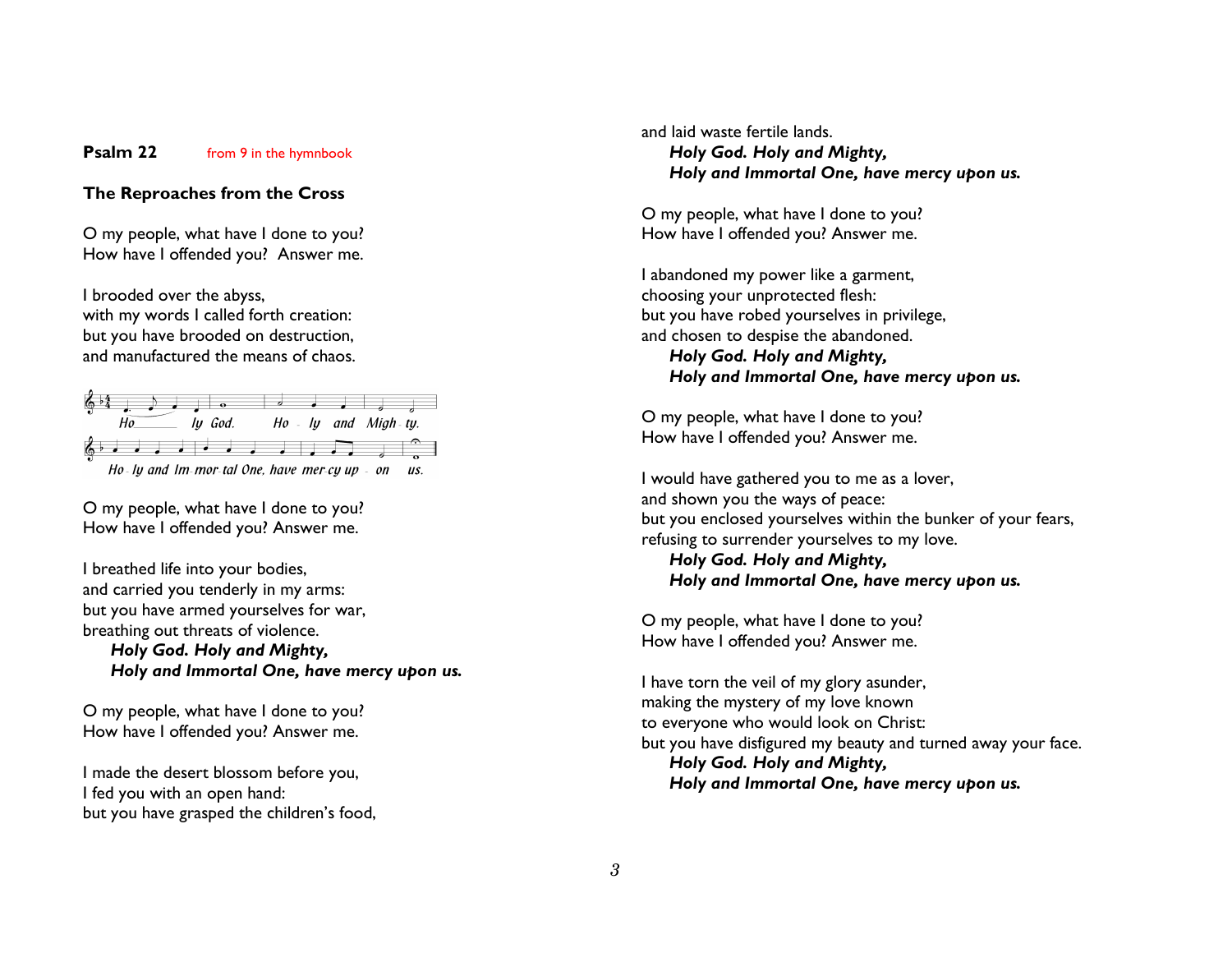**Psalm 22** from 9 in the hymnbook

**The Reproaches from the Cross**

O my people, what have I done to you?
How have I offended you? Answer me.

I brooded over the abyss,
with my words I called forth creation:
but you have brooded on destruction,
and manufactured the means of chaos.

Holy God. Holy and Mighty.
Holy and Immortal One, have mercy upon us.

O my people, what have I done to you?
How have I offended you? Answer me.

I breathed life into your bodies,
and carried you tenderly in my arms:
but you have armed yourselves for war,
breathing out threats of violence.

***Holy God. Holy and Mighty,***
***Holy and Immortal One, have mercy upon us.***

O my people, what have I done to you?
How have I offended you? Answer me.

I made the desert blossom before you,
I fed you with an open hand:
but you have grasped the children's food,
and laid waste fertile lands.

***Holy God. Holy and Mighty,***
***Holy and Immortal One, have mercy upon us.***

O my people, what have I done to you?
How have I offended you? Answer me.

I abandoned my power like a garment,
choosing your unprotected flesh:
but you have robed yourselves in privilege,
and chosen to despise the abandoned.

***Holy God. Holy and Mighty,***
***Holy and Immortal One, have mercy upon us.***

O my people, what have I done to you?
How have I offended you? Answer me.

I would have gathered you to me as a lover,
and shown you the ways of peace:
but you enclosed yourselves within the bunker of your fears,
refusing to surrender yourselves to my love.

***Holy God. Holy and Mighty,***
***Holy and Immortal One, have mercy upon us.***

O my people, what have I done to you?
How have I offended you? Answer me.

I have torn the veil of my glory asunder,
making the mystery of my love known
to everyone who would look on Christ:
but you have disfigured my beauty and turned away your face.

***Holy God. Holy and Mighty,***
***Holy and Immortal One, have mercy upon us.***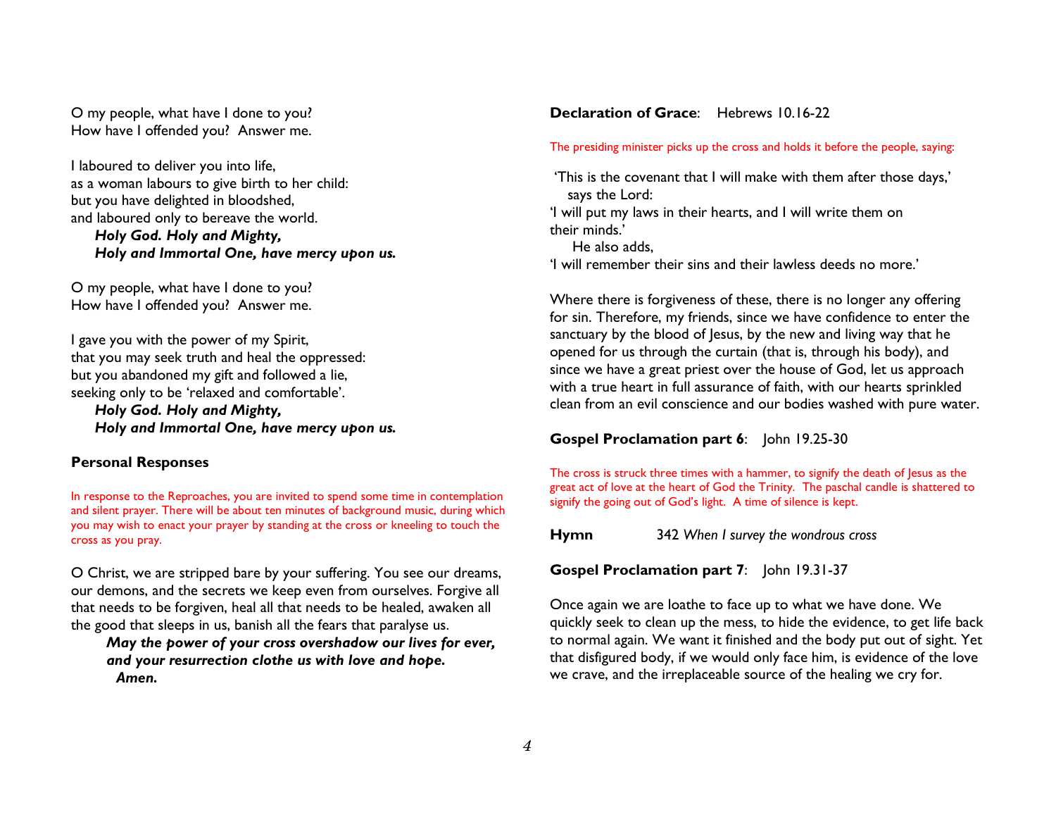O my people, what have I done to you?
How have I offended you? Answer me.

I laboured to deliver you into life,
as a woman labours to give birth to her child:
but you have delighted in bloodshed,
and laboured only to bereave the world.

***Holy God. Holy and Mighty,***
***Holy and Immortal One, have mercy upon us.***

O my people, what have I done to you?
How have I offended you? Answer me.

I gave you with the power of my Spirit,
that you may seek truth and heal the oppressed:
but you abandoned my gift and followed a lie,
seeking only to be 'relaxed and comfortable'.

***Holy God. Holy and Mighty,***
***Holy and Immortal One, have mercy upon us.***

**Personal Responses**

In response to the Reproaches, you are invited to spend some time in contemplation and silent prayer. There will be about ten minutes of background music, during which you may wish to enact your prayer by standing at the cross or kneeling to touch the cross as you pray.

O Christ, we are stripped bare by your suffering. You see our dreams, our demons, and the secrets we keep even from ourselves. Forgive all that needs to be forgiven, heal all that needs to be healed, awaken all the good that sleeps in us, banish all the fears that paralyse us.

***May the power of your cross overshadow our lives for ever,***
***and your resurrection clothe us with love and hope.***
***Amen.***

**Declaration of Grace**: Hebrews 10.16-22

The presiding minister picks up the cross and holds it before the people, saying:

'This is the covenant that I will make with them after those days,'
says the Lord:
'I will put my laws in their hearts, and I will write them on
their minds.'
He also adds,
'I will remember their sins and their lawless deeds no more.'

Where there is forgiveness of these, there is no longer any offering for sin. Therefore, my friends, since we have confidence to enter the sanctuary by the blood of Jesus, by the new and living way that he opened for us through the curtain (that is, through his body), and since we have a great priest over the house of God, let us approach with a true heart in full assurance of faith, with our hearts sprinkled clean from an evil conscience and our bodies washed with pure water.

**Gospel Proclamation part 6**: John 19.25-30

The cross is struck three times with a hammer, to signify the death of Jesus as the great act of love at the heart of God the Trinity. The paschal candle is shattered to signify the going out of God's light. A time of silence is kept.

**Hymn** 342 *When I survey the wondrous cross*

**Gospel Proclamation part 7**: John 19.31-37

Once again we are loathe to face up to what we have done. We quickly seek to clean up the mess, to hide the evidence, to get life back to normal again. We want it finished and the body put out of sight. Yet that disfigured body, if we would only face him, is evidence of the love we crave, and the irreplaceable source of the healing we cry for.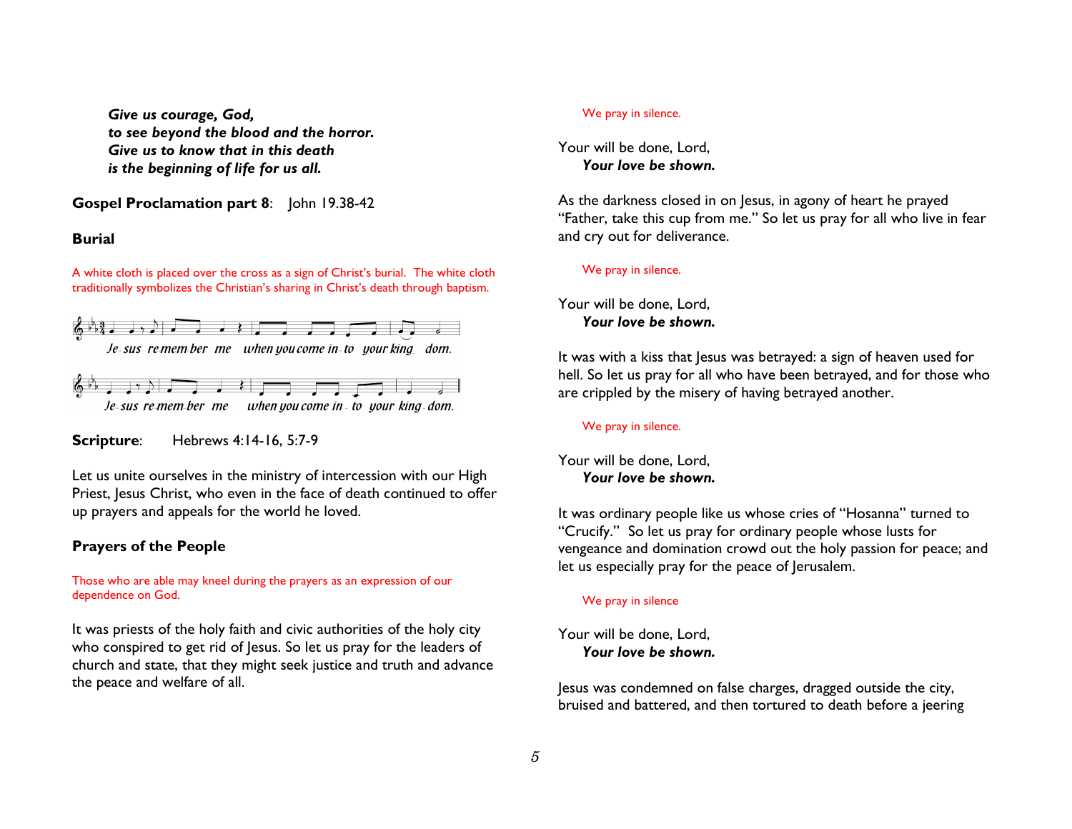***Give us courage, God,***
***to see beyond the blood and the horror.***
***Give us to know that in this death***
***is the beginning of life for us all.***

**Gospel Proclamation part 8**: John 19.38-42

**Burial**

A white cloth is placed over the cross as a sign of Christ's burial. The white cloth traditionally symbolizes the Christian's sharing in Christ's death through baptism.

*Je-sus re-mem-ber me when you come in-to your king-dom.*

*Je-sus re-mem-ber me when you come in-to your king-dom.*

**Scripture**: Hebrews 4:14-16, 5:7-9

Let us unite ourselves in the ministry of intercession with our High Priest, Jesus Christ, who even in the face of death continued to offer up prayers and appeals for the world he loved.

**Prayers of the People**

Those who are able may kneel during the prayers as an expression of our dependence on God.

It was priests of the holy faith and civic authorities of the holy city who conspired to get rid of Jesus. So let us pray for the leaders of church and state, that they might seek justice and truth and advance the peace and welfare of all.

We pray in silence.

Your will be done, Lord,
***Your love be shown.***

As the darkness closed in on Jesus, in agony of heart he prayed "Father, take this cup from me." So let us pray for all who live in fear and cry out for deliverance.

We pray in silence.

Your will be done, Lord,
***Your love be shown.***

It was with a kiss that Jesus was betrayed: a sign of heaven used for hell. So let us pray for all who have been betrayed, and for those who are crippled by the misery of having betrayed another.

We pray in silence.

Your will be done, Lord,
***Your love be shown.***

It was ordinary people like us whose cries of "Hosanna" turned to "Crucify." So let us pray for ordinary people whose lusts for vengeance and domination crowd out the holy passion for peace; and let us especially pray for the peace of Jerusalem.

We pray in silence

Your will be done, Lord,
***Your love be shown.***

Jesus was condemned on false charges, dragged outside the city, bruised and battered, and then tortured to death before a jeering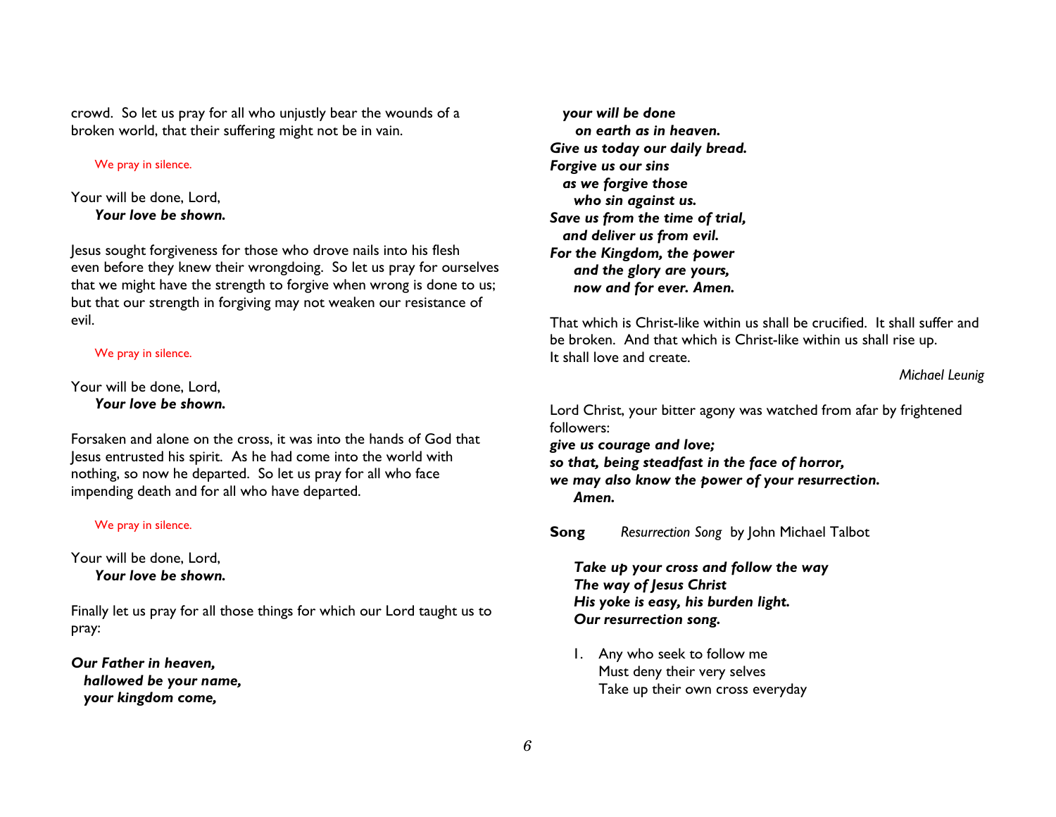crowd. So let us pray for all who unjustly bear the wounds of a broken world, that their suffering might not be in vain.

We pray in silence.

Your will be done, Lord,
**_Your love be shown._**

Jesus sought forgiveness for those who drove nails into his flesh even before they knew their wrongdoing. So let us pray for ourselves that we might have the strength to forgive when wrong is done to us; but that our strength in forgiving may not weaken our resistance of evil.

We pray in silence.

Your will be done, Lord,
**_Your love be shown._**

Forsaken and alone on the cross, it was into the hands of God that Jesus entrusted his spirit. As he had come into the world with nothing, so now he departed. So let us pray for all who face impending death and for all who have departed.

We pray in silence.

Your will be done, Lord,
**_Your love be shown._**

Finally let us pray for all those things for which our Lord taught us to pray:

**_Our Father in heaven,_**
**_hallowed be your name,_**
**_your kingdom come,_**
**_your will be done_**
**_on earth as in heaven._**
**_Give us today our daily bread._**
**_Forgive us our sins_**
**_as we forgive those_**
**_who sin against us._**
**_Save us from the time of trial,_**
**_and deliver us from evil._**
**_For the Kingdom, the power_**
**_and the glory are yours,_**
**_now and for ever. Amen._**

That which is Christ-like within us shall be crucified. It shall suffer and be broken. And that which is Christ-like within us shall rise up. It shall love and create.

*Michael Leunig*

Lord Christ, your bitter agony was watched from afar by frightened followers:
**_give us courage and love;_**
**_so that, being steadfast in the face of horror,_**
**_we may also know the power of your resurrection._**
**_Amen._**

**Song** *Resurrection Song* by John Michael Talbot

**_Take up your cross and follow the way_**
**_The way of Jesus Christ_**
**_His yoke is easy, his burden light._**
**_Our resurrection song._**

1. Any who seek to follow me
   Must deny their very selves
   Take up their own cross everyday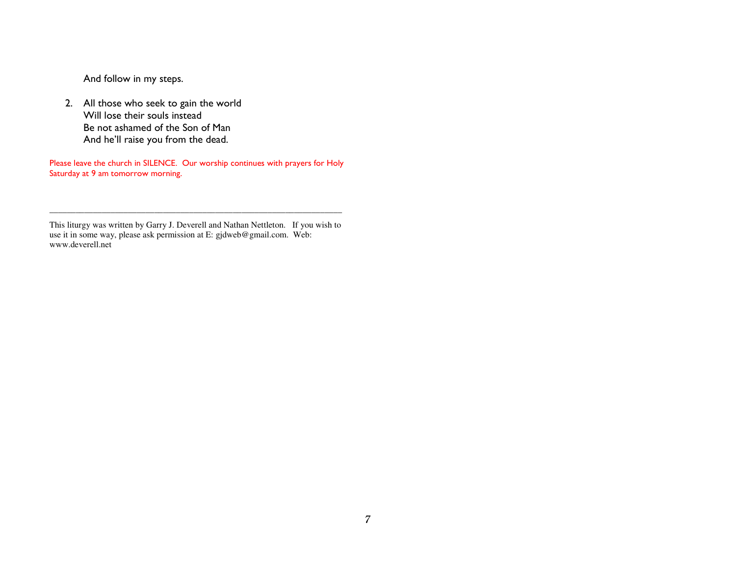And follow in my steps.

2. All those who seek to gain the world
   Will lose their souls instead
   Be not ashamed of the Son of Man
   And he'll raise you from the dead.

Please leave the church in SILENCE. Our worship continues with prayers for Holy Saturday at 9 am tomorrow morning.

---

This liturgy was written by Garry J. Deverell and Nathan Nettleton. If you wish to use it in some way, please ask permission at E: gjdweb@gmail.com. Web: www.deverell.net